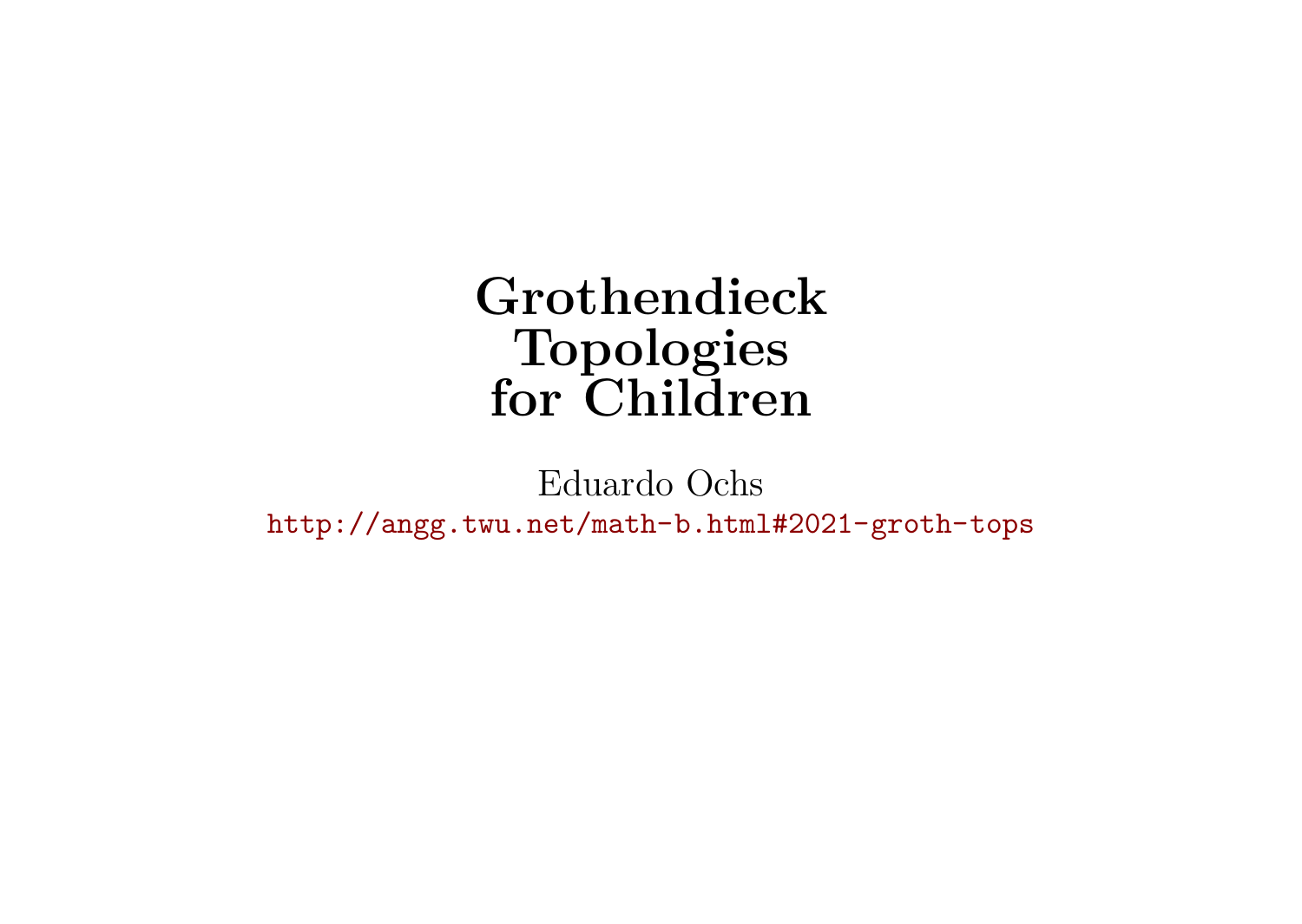# Grothendieck Topologies for Children

Eduardo Ochs

http://angg.twu.net/math-b.html#2021-groth-tops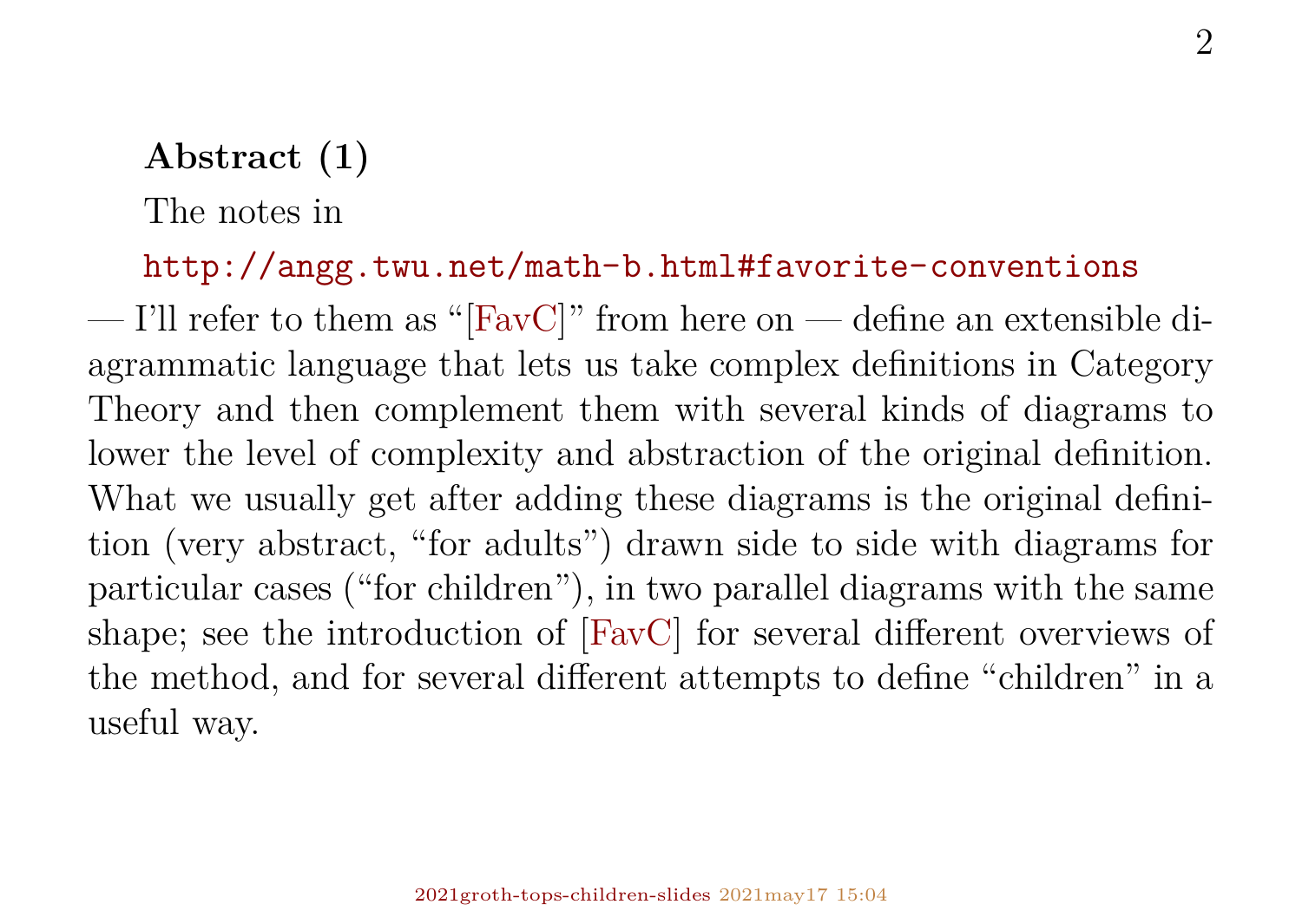**Abstract (1)**

The notes in

http://angg.twu.net/math-b.html#favorite-conventions

— I'll refer to them as "[FavC]" from here on — define an extensible diagrammatic language that lets us take complex definitions in Category Theory and then complement them with several kinds of diagrams to lower the level of complexity and abstraction of the original definition. What we usually get after adding these diagrams is the original definition (very abstract, "for adults") drawn side to side with diagrams for particular cases ("for children"), in two parallel diagrams with the same shape; see the introduction of [FavC] for several different overviews of the method, and for several different attempts to define "children" in a useful way.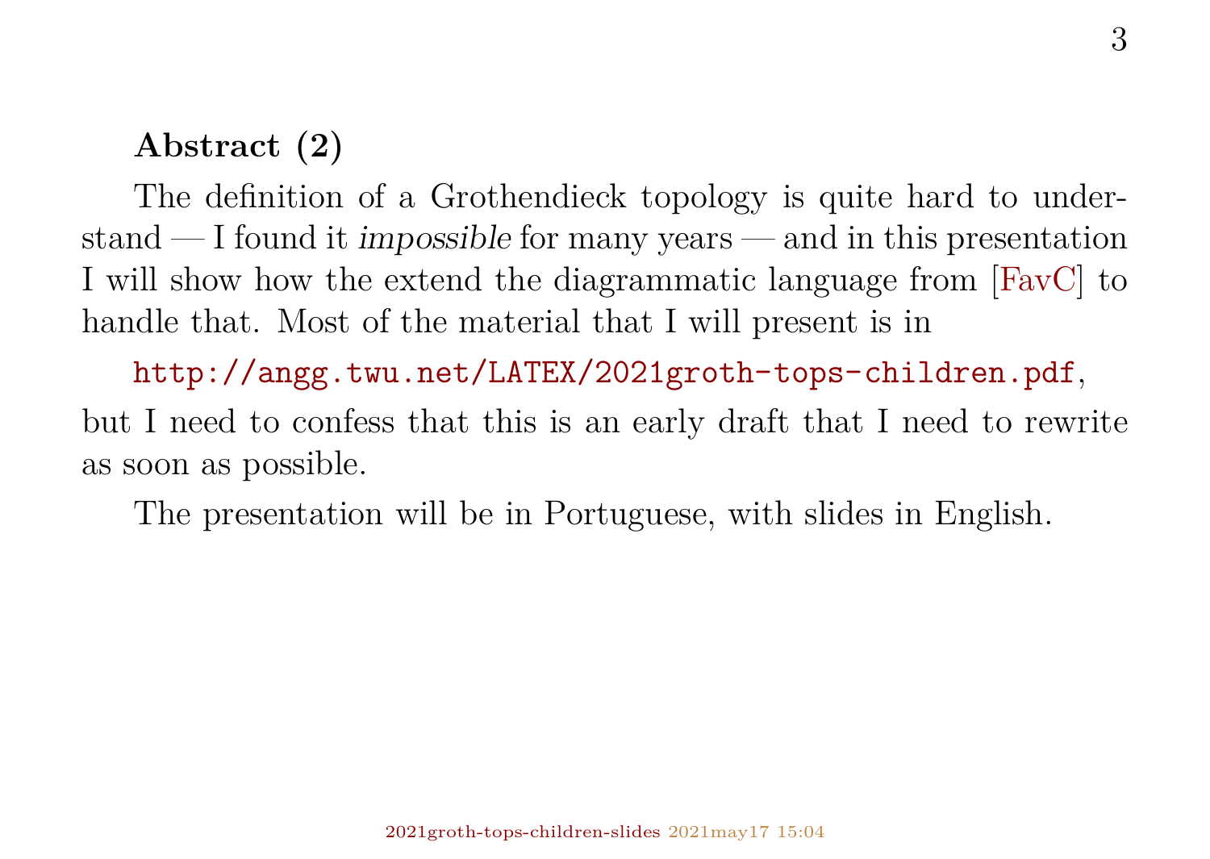**Abstract (2)**

The definition of a Grothendieck topology is quite hard to understand — I found it *impossible* for many years — and in this presentation I will show how the extend the diagrammatic language from [FavC] to handle that. Most of the material that I will present is in

`http://angg.twu.net/LATEX/2021groth-tops-children.pdf`,

but I need to confess that this is an early draft that I need to rewrite as soon as possible.

The presentation will be in Portuguese, with slides in English.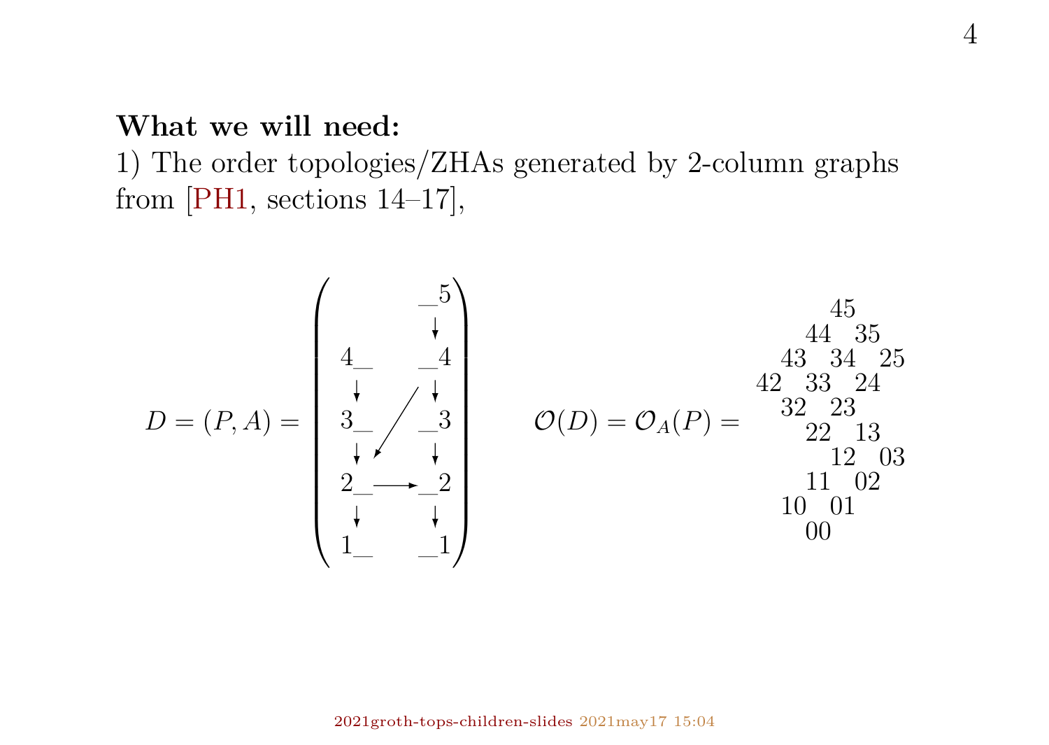**What we will need:**

1) The order topologies/ZHAs generated by 2-column graphs from [PH1, sections 14–17],

$D = (P, A) =$ (2-column graph: left column 4_, 3_, 2_, 1_ with arrows 4_→3_→2_→1_; right column _5, _4, _3, _2, _1 with arrows _5→_4→_3→_2→_1; extra arrows _4→2_ and 2_→_2)

$\mathcal{O}(D) = \mathcal{O}_A(P) =$

```
      45
    44  35
  43  34  25
42  33  24
  32  23
    22  13
      12  03
    11  02
  10  01
    00
```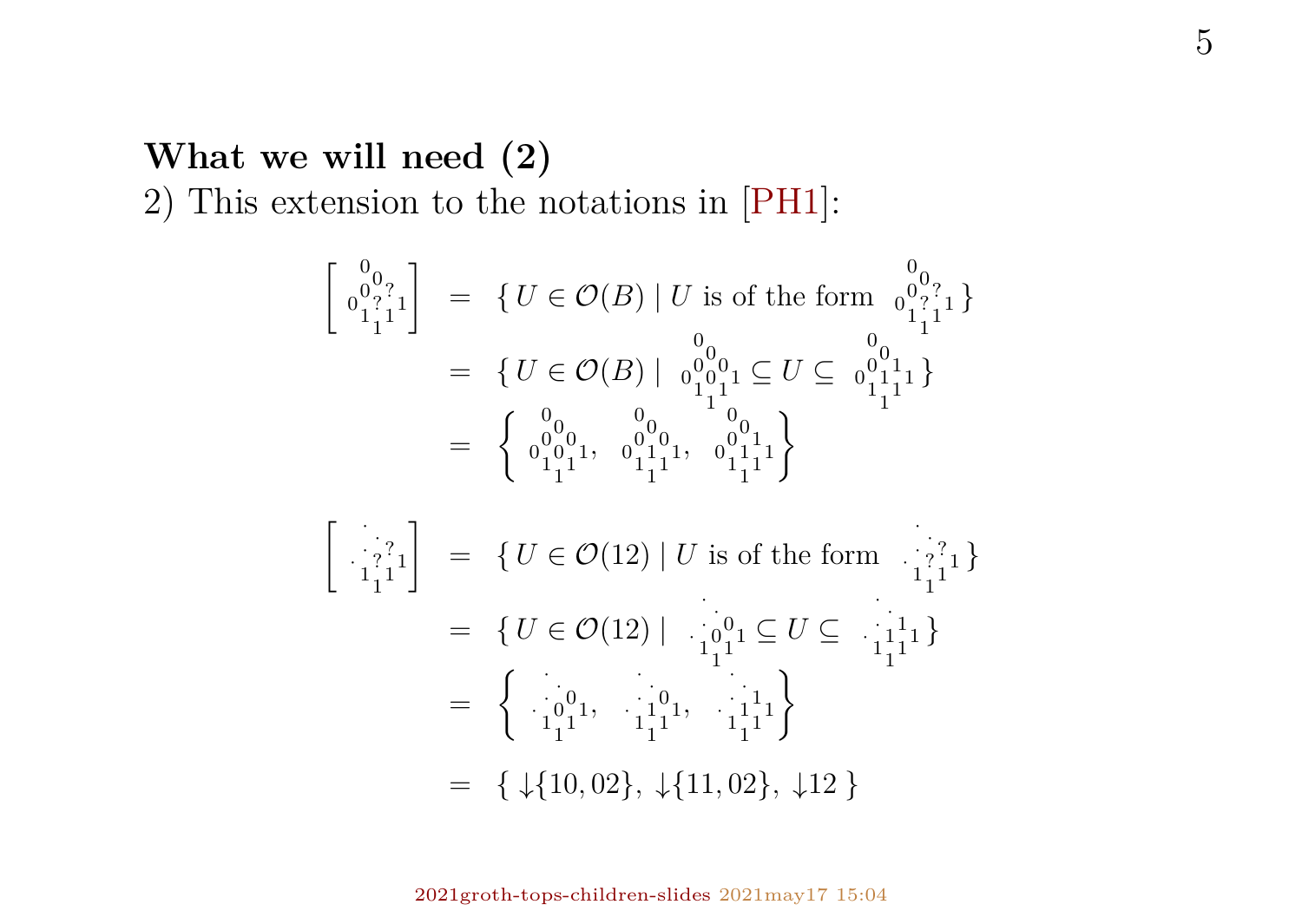## What we will need (2)

2) This extension to the notations in [PH1]:

$$
\begin{aligned}
\left[\begin{smallmatrix} & 0 & & & \\ & & 0 & & \\ & 0 & & ? & \\ 0 & & ? & & 1 \\ & 1 & & 1 & \\ & & 1 & & \end{smallmatrix}\right]
&= \left\{\, U \in \mathcal{O}(B) \mid U \text{ is of the form } \begin{smallmatrix} & 0 & & & \\ & & 0 & & \\ & 0 & & ? & \\ 0 & & ? & & 1 \\ & 1 & & 1 & \\ & & 1 & & \end{smallmatrix} \,\right\} \\
&= \left\{\, U \in \mathcal{O}(B) \mid \begin{smallmatrix} & 0 & & & \\ & & 0 & & \\ & 0 & & 0 & \\ 0 & & 0 & & 1 \\ & 1 & & 1 & \\ & & 1 & & \end{smallmatrix} \subseteq U \subseteq \begin{smallmatrix} & 0 & & & \\ & & 0 & & \\ & 0 & & 1 & \\ 0 & & 1 & & 1 \\ & 1 & & 1 & \\ & & 1 & & \end{smallmatrix} \,\right\} \\
&= \left\{ \begin{smallmatrix} & 0 & & & \\ & & 0 & & \\ & 0 & & 0 & \\ 0 & & 0 & & 1 \\ & 1 & & 1 & \\ & & 1 & & \end{smallmatrix},\ \begin{smallmatrix} & 0 & & & \\ & & 0 & & \\ & 0 & & 0 & \\ 0 & & 1 & & 1 \\ & 1 & & 1 & \\ & & 1 & & \end{smallmatrix},\ \begin{smallmatrix} & 0 & & & \\ & & 0 & & \\ & 0 & & 1 & \\ 0 & & 1 & & 1 \\ & 1 & & 1 & \\ & & 1 & & \end{smallmatrix} \right\}
\end{aligned}
$$

$$
\begin{aligned}
\left[\begin{smallmatrix} & \cdot & & & \\ & & \cdot & & \\ & \cdot & & ? & \\ \cdot & & ? & & 1 \\ & 1 & & 1 & \\ & & 1 & & \end{smallmatrix}\right]
&= \left\{\, U \in \mathcal{O}(12) \mid U \text{ is of the form } \begin{smallmatrix} & \cdot & & & \\ & & \cdot & & \\ & \cdot & & ? & \\ \cdot & & ? & & 1 \\ & 1 & & 1 & \\ & & 1 & & \end{smallmatrix} \,\right\} \\
&= \left\{\, U \in \mathcal{O}(12) \mid \begin{smallmatrix} & \cdot & & & \\ & & \cdot & & \\ & \cdot & & 0 & \\ \cdot & & 0 & & 1 \\ & 1 & & 1 & \\ & & 1 & & \end{smallmatrix} \subseteq U \subseteq \begin{smallmatrix} & \cdot & & & \\ & & \cdot & & \\ & \cdot & & 1 & \\ \cdot & & 1 & & 1 \\ & 1 & & 1 & \\ & & 1 & & \end{smallmatrix} \,\right\} \\
&= \left\{ \begin{smallmatrix} & \cdot & & & \\ & & \cdot & & \\ & \cdot & & 0 & \\ \cdot & & 0 & & 1 \\ & 1 & & 1 & \\ & & 1 & & \end{smallmatrix},\ \begin{smallmatrix} & \cdot & & & \\ & & \cdot & & \\ & \cdot & & 0 & \\ \cdot & & 1 & & 1 \\ & 1 & & 1 & \\ & & 1 & & \end{smallmatrix},\ \begin{smallmatrix} & \cdot & & & \\ & & \cdot & & \\ & \cdot & & 1 & \\ \cdot & & 1 & & 1 \\ & 1 & & 1 & \\ & & 1 & & \end{smallmatrix} \right\} \\
&= \{\, {\downarrow}\{10, 02\},\ {\downarrow}\{11, 02\},\ {\downarrow}12 \,\}
\end{aligned}
$$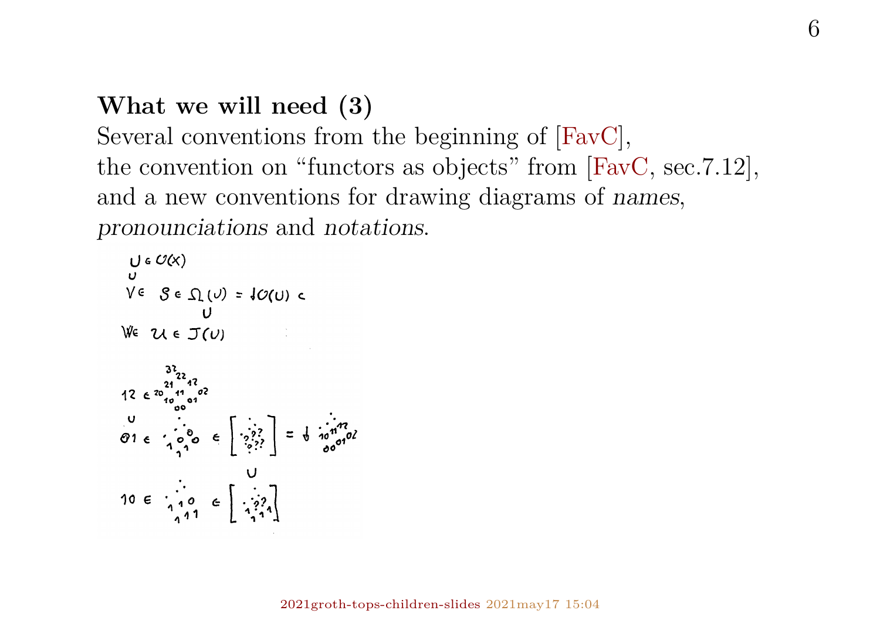**What we will need (3)**

Several conventions from the beginning of [FavC], the convention on "functors as objects" from [FavC, sec.7.12], and a new conventions for drawing diagrams of *names*, *pronounciations* and *notations*.

$$
\begin{array}{l}
U \in \mathcal{O}(X) \\
\cup \\
V \in \quad S \in \Omega(U) = {\downarrow}\mathcal{O}(U) \subset \\
\qquad\qquad\quad \cup \\
W \in \quad \mathcal{U} \in J(U)
\end{array}
$$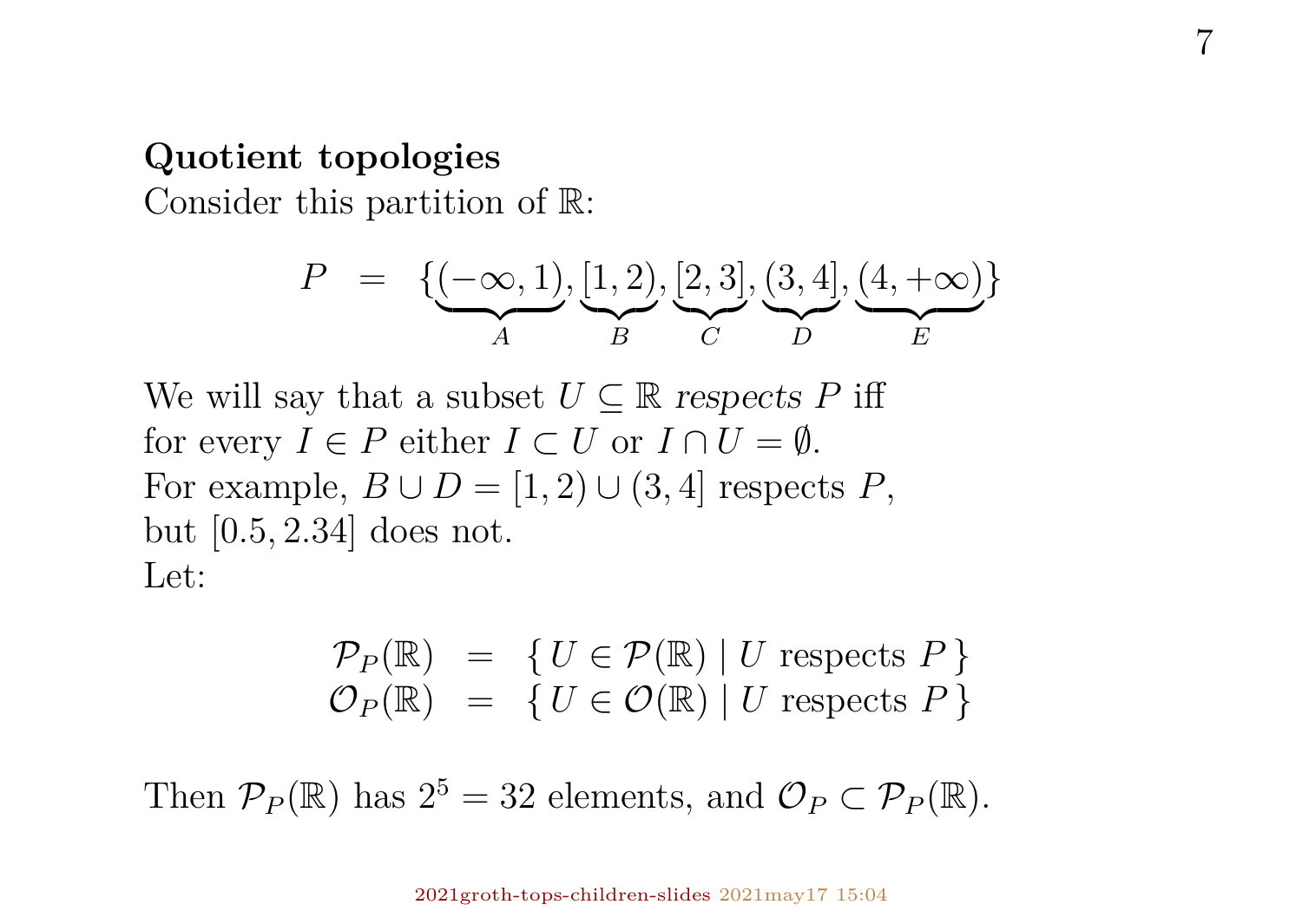**Quotient topologies**

Consider this partition of $\mathbb{R}$:

$$P \;=\; \{\underbrace{(-\infty,1)}_{A},\underbrace{[1,2)}_{B},\underbrace{[2,3]}_{C},\underbrace{(3,4]}_{D},\underbrace{(4,+\infty)}_{E}\}$$

We will say that a subset $U \subseteq \mathbb{R}$ *respects* $P$ iff for every $I \in P$ either $I \subset U$ or $I \cap U = \emptyset$.
For example, $B \cup D = [1,2) \cup (3,4]$ respects $P$, but $[0.5, 2.34]$ does not.
Let:

$$\begin{array}{rcl}
\mathcal{P}_P(\mathbb{R}) & = & \{\, U \in \mathcal{P}(\mathbb{R}) \mid U \text{ respects } P \,\} \\
\mathcal{O}_P(\mathbb{R}) & = & \{\, U \in \mathcal{O}(\mathbb{R}) \mid U \text{ respects } P \,\}
\end{array}$$

Then $\mathcal{P}_P(\mathbb{R})$ has $2^5 = 32$ elements, and $\mathcal{O}_P \subset \mathcal{P}_P(\mathbb{R})$.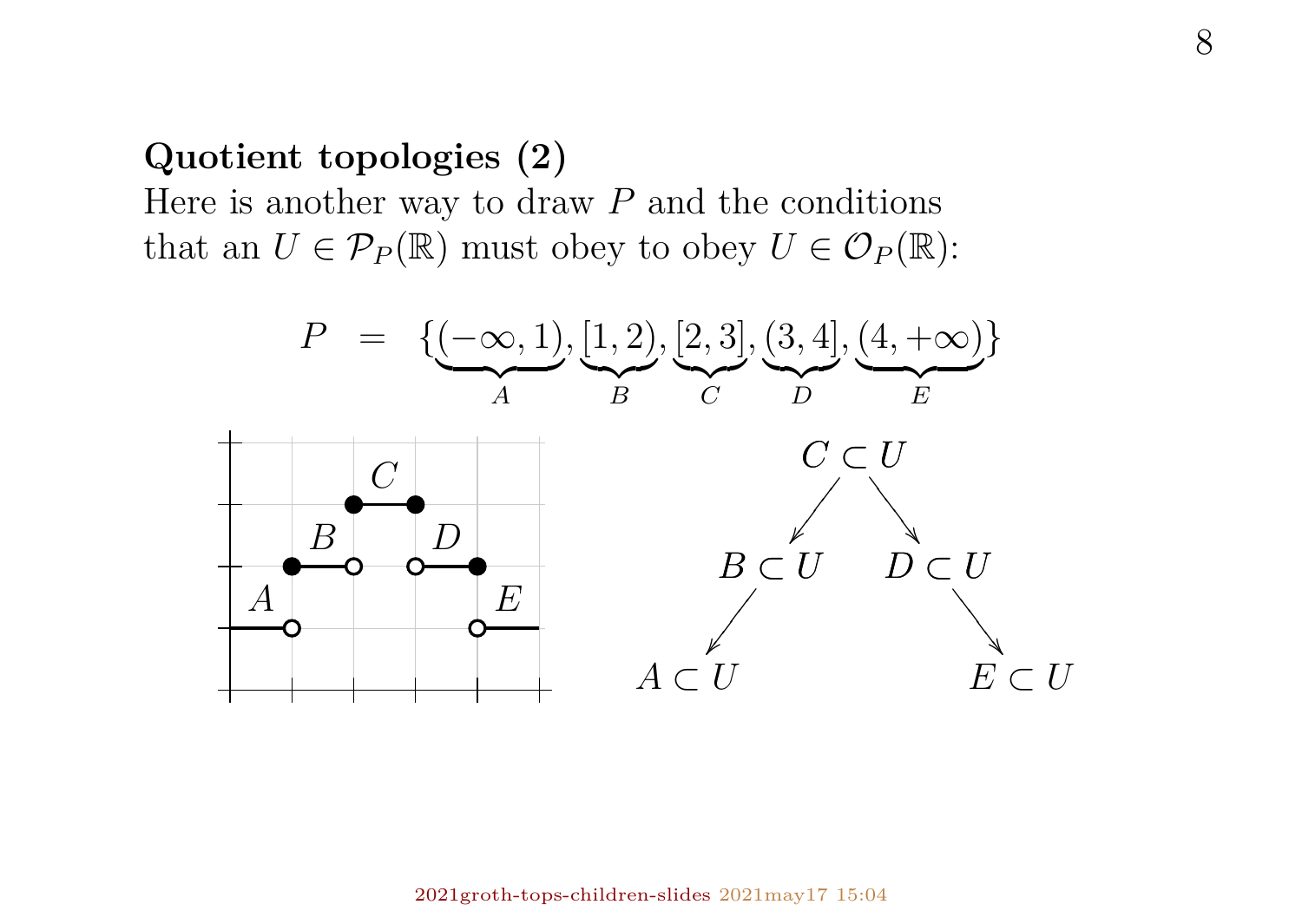**Quotient topologies (2)**

Here is another way to draw $P$ and the conditions that an $U \in \mathcal{P}_P(\mathbb{R})$ must obey to obey $U \in \mathcal{O}_P(\mathbb{R})$:

$$P \;=\; \{\underbrace{(-\infty,1)}_{A}, \underbrace{[1,2)}_{B}, \underbrace{[2,3]}_{C}, \underbrace{(3,4]}_{D}, \underbrace{(4,+\infty)}_{E}\}$$

A

B

C

D

E

$$\begin{array}{ccccc}
 & & C \subset U & & \\
 & \swarrow & & \searrow & \\
 & B \subset U & & D \subset U & \\
\swarrow & & & & \searrow \\
A \subset U & & & & E \subset U
\end{array}$$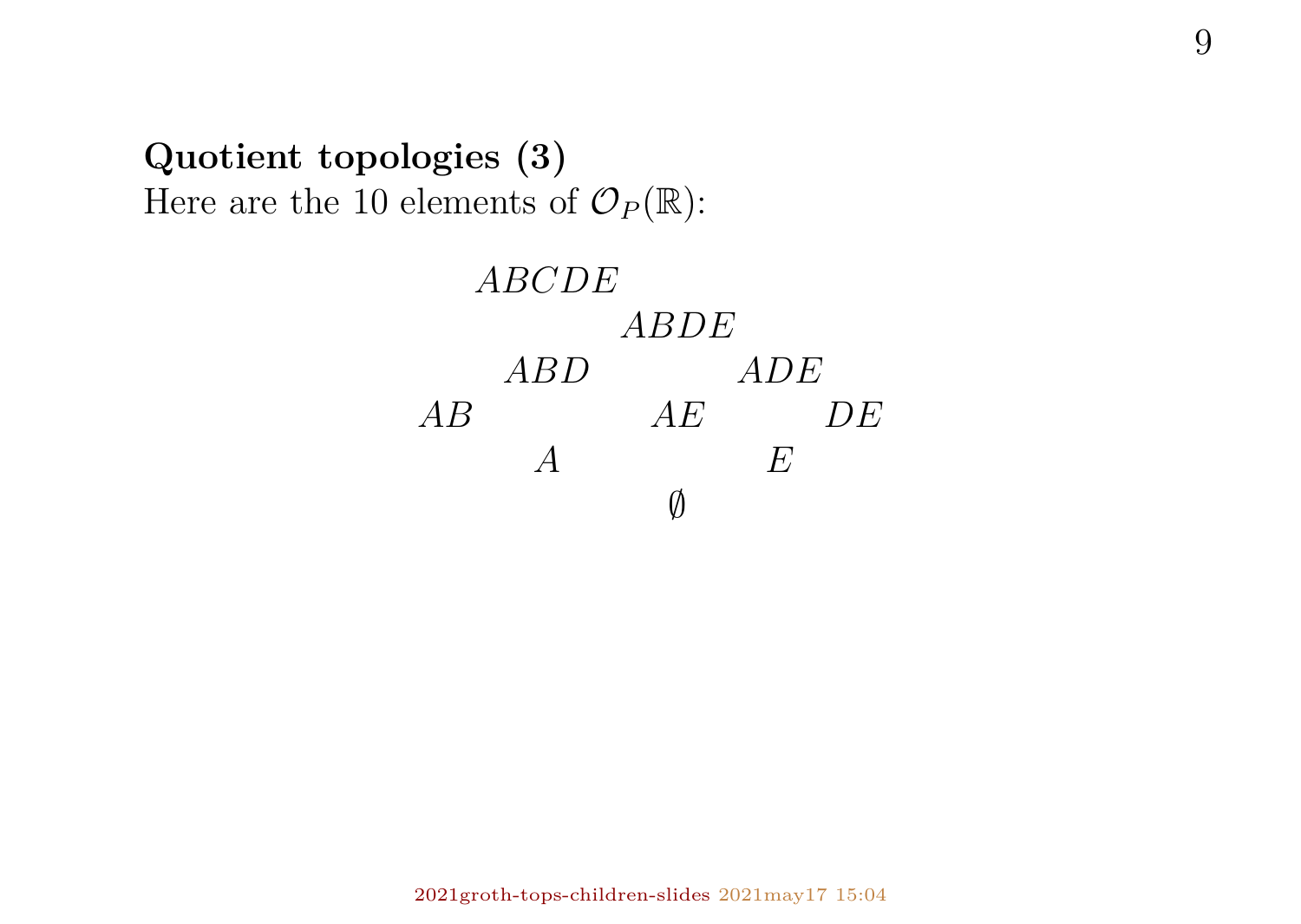**Quotient topologies (3)**

Here are the 10 elements of $\mathcal{O}_P(\mathbb{R})$:

$$
\begin{array}{ccccccccc}
 & & ABCDE & & & & & & \\
 & & & & ABDE & & & & \\
 & & ABD & & & & ADE & & \\
AB & & & & AE & & & & DE \\
 & & A & & & & E & & \\
 & & & & \emptyset & & & & \\
\end{array}
$$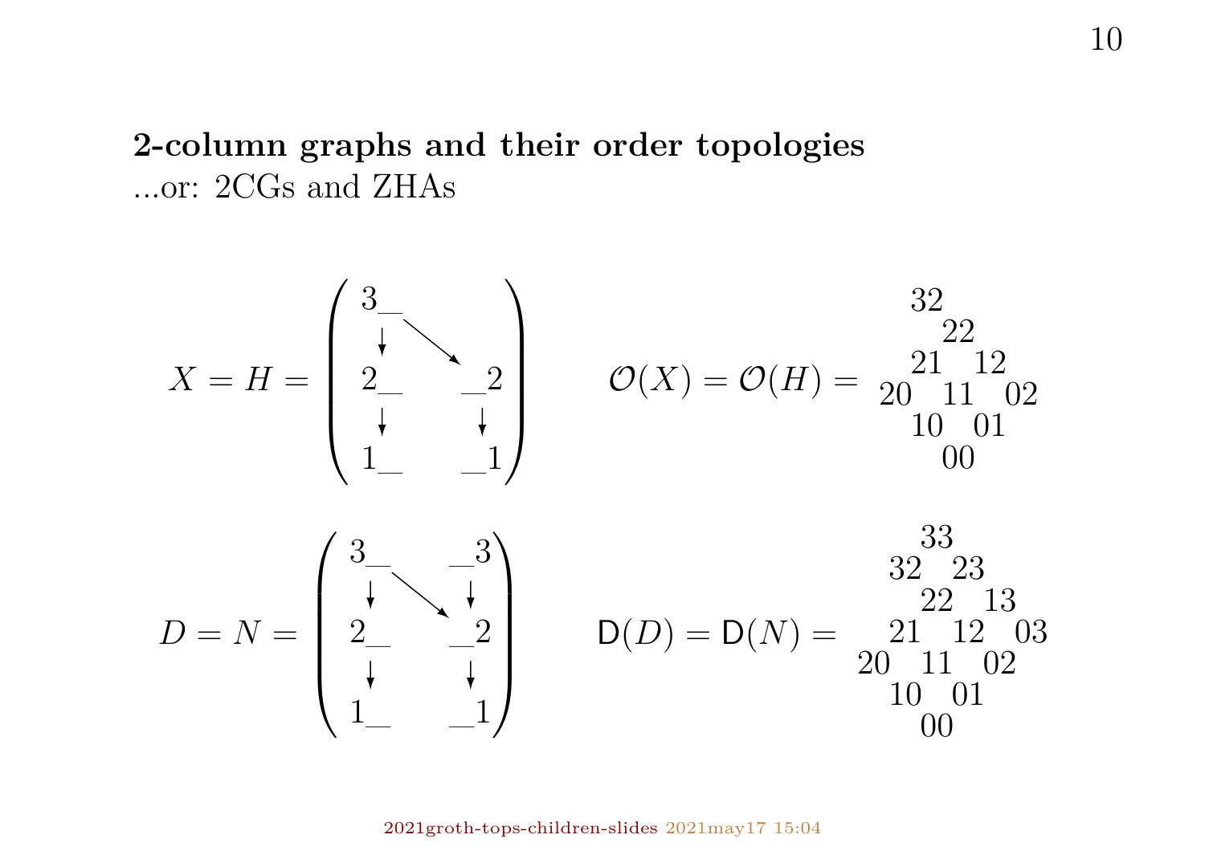**2-column graphs and their order topologies**
...or: 2CGs and ZHAs

$$X = H = \begin{pmatrix} 3\_ & & \\ \downarrow & \searrow & \\ 2\_ & & \_2 \\ \downarrow & & \downarrow \\ 1\_ & & \_1 \end{pmatrix} \qquad \mathcal{O}(X) = \mathcal{O}(H) = \begin{matrix} 32 & & & & \\ & 22 & & & \\ 21 & & 12 & & \\ 20 & 11 & 02 & & \\ 10 & & 01 & & \\ & 00 & & & \end{matrix}$$

$$D = N = \begin{pmatrix} 3\_ & & \_3 \\ \downarrow & \searrow & \downarrow \\ 2\_ & & \_2 \\ \downarrow & & \downarrow \\ 1\_ & & \_1 \end{pmatrix} \qquad \mathsf{D}(D) = \mathsf{D}(N) = \begin{matrix} & 33 & \\ 32 & & 23 \\ & 22 & & 13 \\ 21 & & 12 & & 03 \\ 20 & 11 & 02 \\ 10 & & 01 \\ & 00 & \end{matrix}$$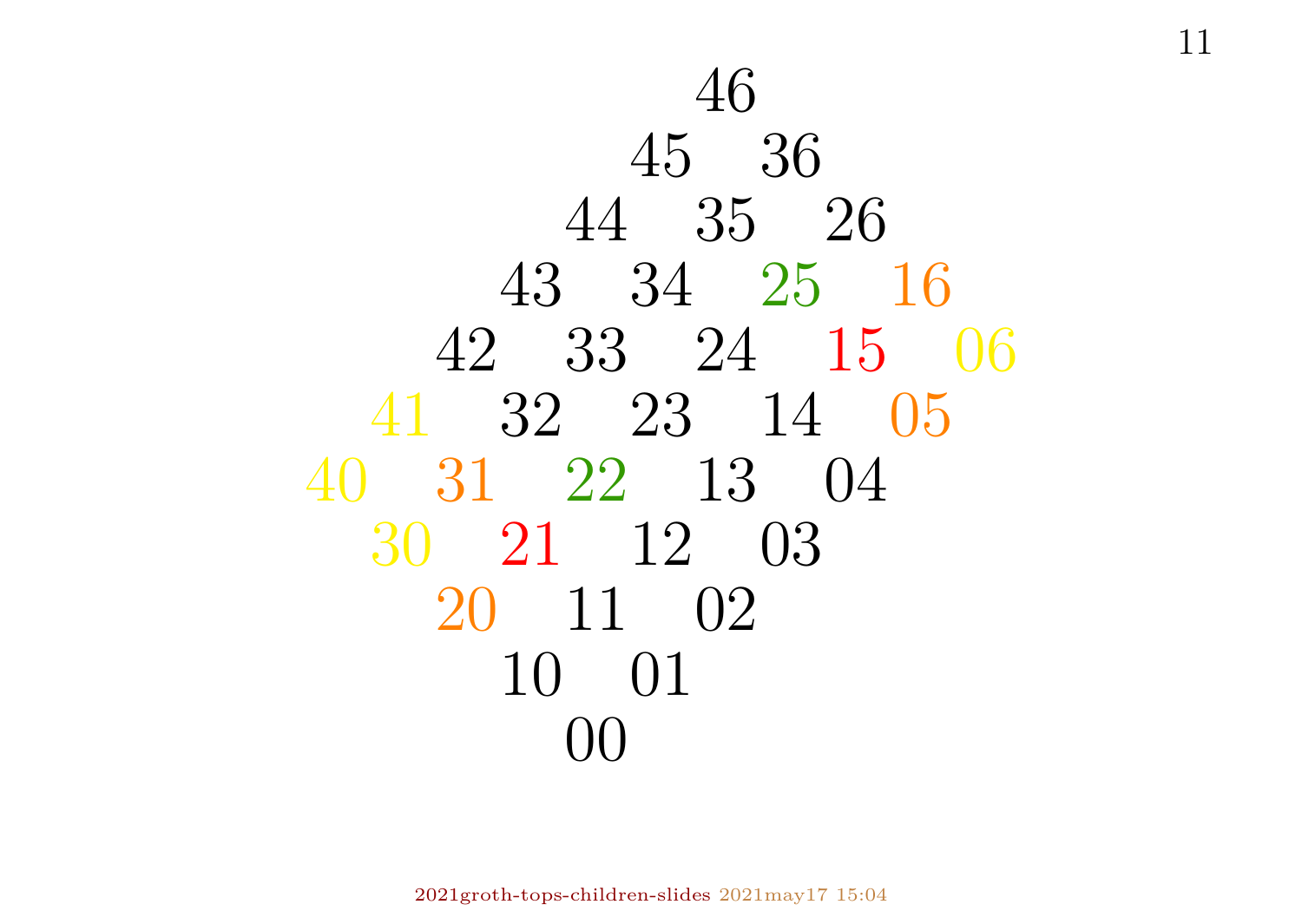46

45 36

44 35 26

43 34 25 16

42 33 24 15 06

41 32 23 14 05

40 31 22 13 04

30 21 12 03

20 11 02

10 01

00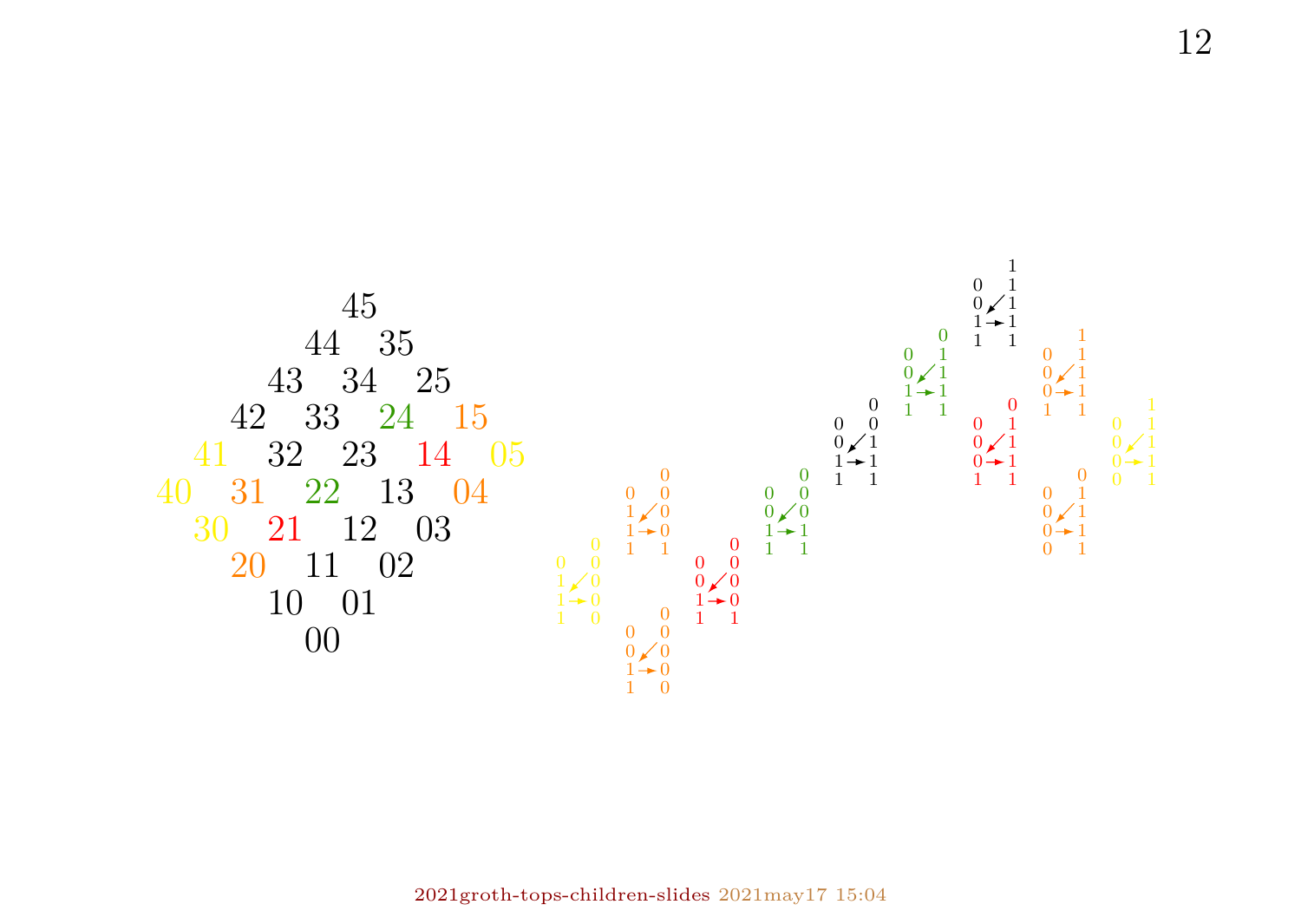45

44 35

43 34 25

42 33 24 15

41 32 23 14 05

40 31 22 13 04

30 21 12 03

20 11 02

10 01

00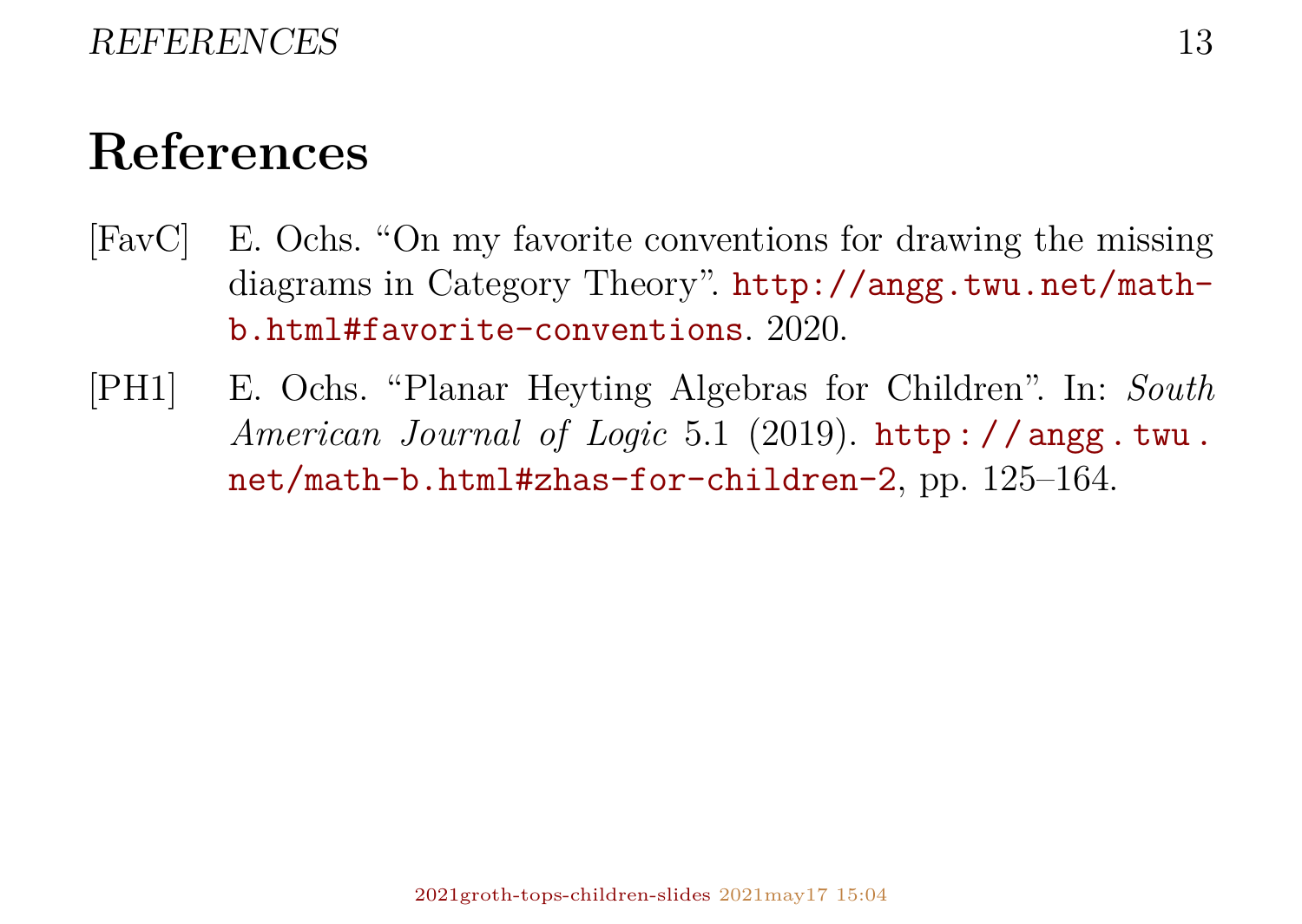# References

[FavC] E. Ochs. "On my favorite conventions for drawing the missing diagrams in Category Theory". http://angg.twu.net/math-b.html#favorite-conventions. 2020.

[PH1] E. Ochs. "Planar Heyting Algebras for Children". In: *South American Journal of Logic* 5.1 (2019). http://angg.twu.net/math-b.html#zhas-for-children-2, pp. 125–164.